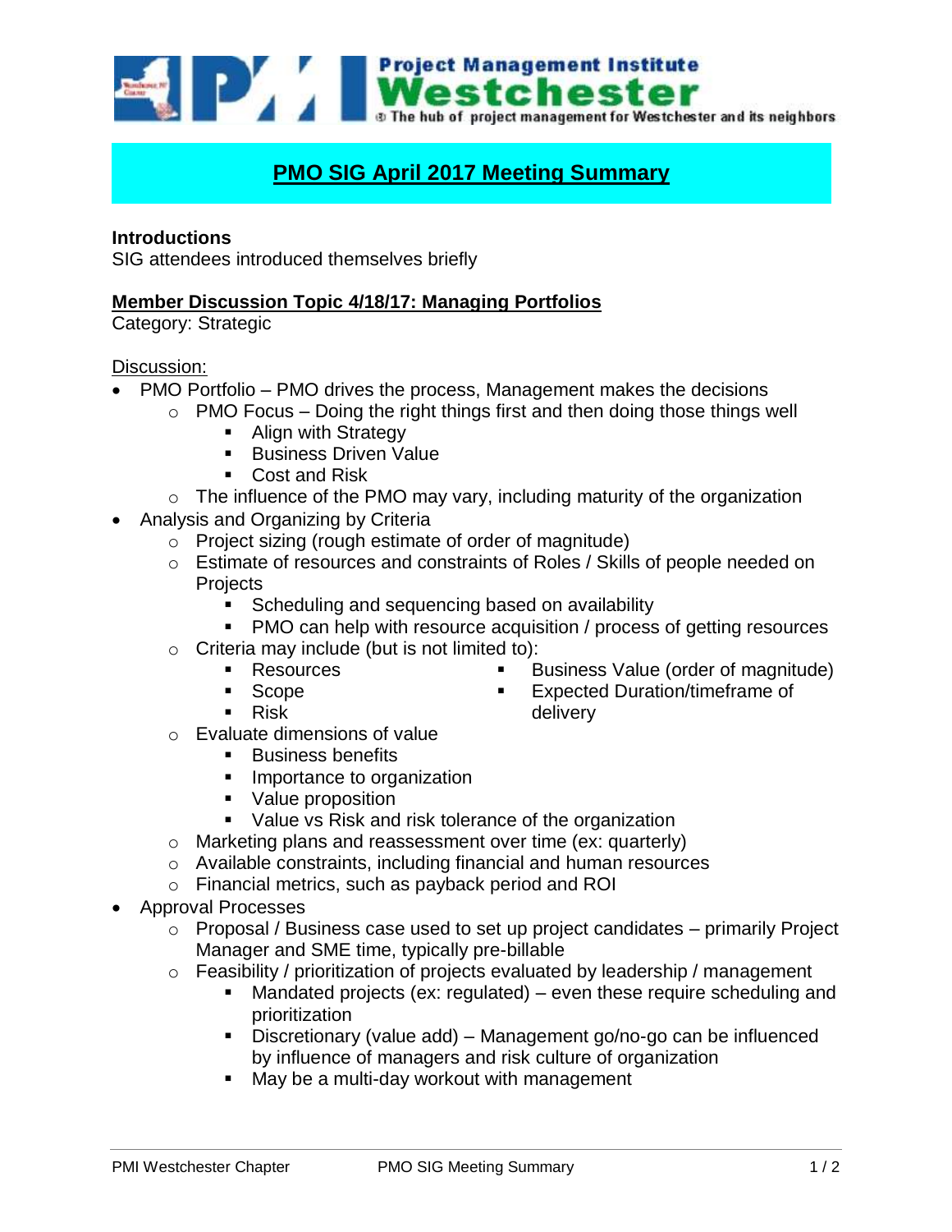# PMO SIG April 2017 Meeting Summary

**Introductions**

SIG attendees introduced themselves briefly

**Member Discussion Topic 4/18/17: Managing Portfolios**

Category: Strategic

Discussion:

- PMO Portfolio – PMO drives the process, Management makes the decisions
  - PMO Focus – Doing the right things first and then doing those things well
    - Align with Strategy
    - Business Driven Value
    - Cost and Risk
  - The influence of the PMO may vary, including maturity of the organization
- Analysis and Organizing by Criteria
  - Project sizing (rough estimate of order of magnitude)
  - Estimate of resources and constraints of Roles / Skills of people needed on Projects
    - Scheduling and sequencing based on availability
    - PMO can help with resource acquisition / process of getting resources
  - Criteria may include (but is not limited to):
    - Resources
    - Scope
    - Risk
    - Business Value (order of magnitude)
    - Expected Duration/timeframe of delivery
  - Evaluate dimensions of value
    - Business benefits
    - Importance to organization
    - Value proposition
    - Value vs Risk and risk tolerance of the organization
  - Marketing plans and reassessment over time (ex: quarterly)
  - Available constraints, including financial and human resources
  - Financial metrics, such as payback period and ROI
- Approval Processes
  - Proposal / Business case used to set up project candidates – primarily Project Manager and SME time, typically pre-billable
  - Feasibility / prioritization of projects evaluated by leadership / management
    - Mandated projects (ex: regulated) – even these require scheduling and prioritization
    - Discretionary (value add) – Management go/no-go can be influenced by influence of managers and risk culture of organization
    - May be a multi-day workout with management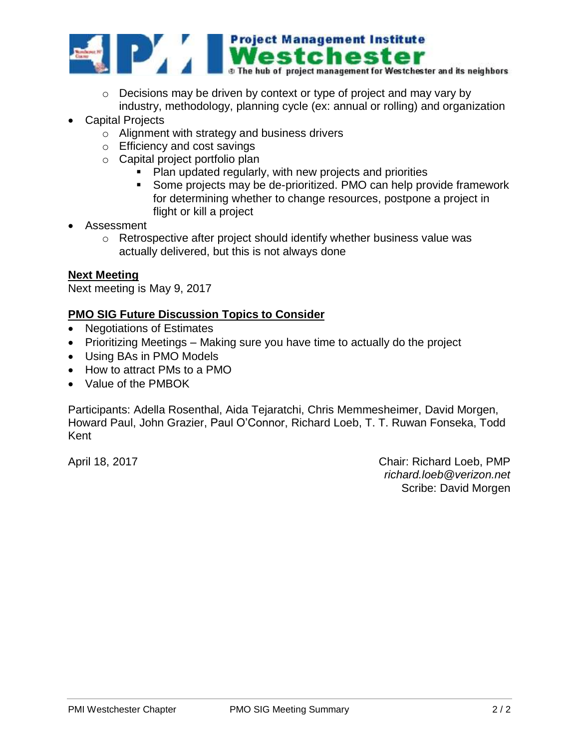- Decisions may be driven by context or type of project and may vary by industry, methodology, planning cycle (ex: annual or rolling) and organization
- Capital Projects
    - Alignment with strategy and business drivers
    - Efficiency and cost savings
    - Capital project portfolio plan
        - Plan updated regularly, with new projects and priorities
        - Some projects may be de-prioritized. PMO can help provide framework for determining whether to change resources, postpone a project in flight or kill a project
- Assessment
    - Retrospective after project should identify whether business value was actually delivered, but this is not always done

**Next Meeting**

Next meeting is May 9, 2017

**PMO SIG Future Discussion Topics to Consider**

- Negotiations of Estimates
- Prioritizing Meetings – Making sure you have time to actually do the project
- Using BAs in PMO Models
- How to attract PMs to a PMO
- Value of the PMBOK

Participants: Adella Rosenthal, Aida Tejaratchi, Chris Memmesheimer, David Morgen, Howard Paul, John Grazier, Paul O'Connor, Richard Loeb, T. T. Ruwan Fonseka, Todd Kent

April 18, 2017

Chair: Richard Loeb, PMP
*richard.loeb@verizon.net*
Scribe: David Morgen